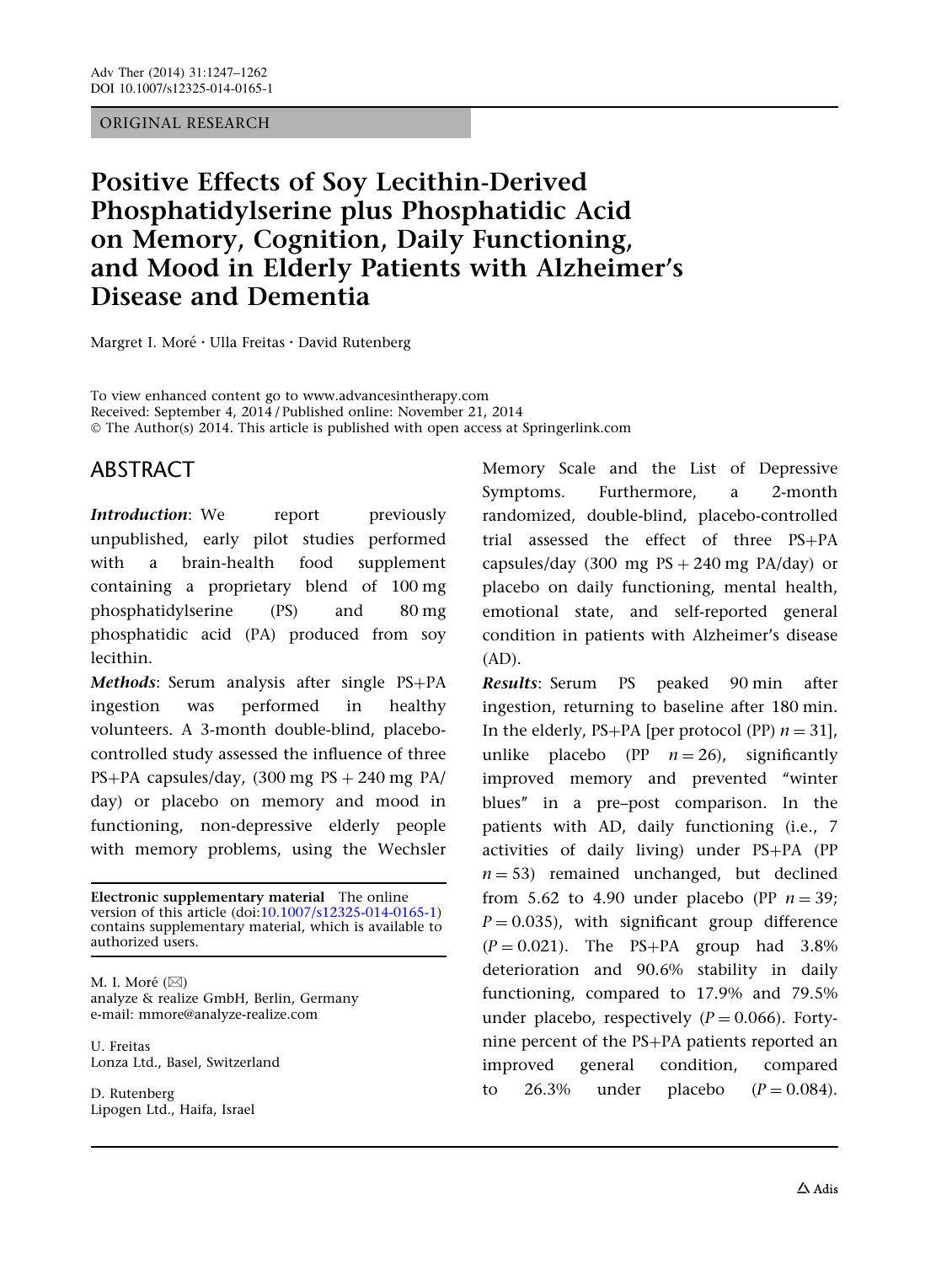ORIGINAL RESEARCH

# Positive Effects of Soy Lecithin-Derived Phosphatidylserine plus Phosphatidic Acid on Memory, Cognition, Daily Functioning, and Mood in Elderly Patients with Alzheimer's Disease and Dementia

Margret I. Moré · Ulla Freitas · David Rutenberg

To view enhanced content go to www.advancesintherapy.com
Received: September 4, 2014 / Published online: November 21, 2014
© The Author(s) 2014. This article is published with open access at Springerlink.com

## ABSTRACT

***Introduction***: We report previously unpublished, early pilot studies performed with a brain-health food supplement containing a proprietary blend of 100 mg phosphatidylserine (PS) and 80 mg phosphatidic acid (PA) produced from soy lecithin.

***Methods***: Serum analysis after single PS+PA ingestion was performed in healthy volunteers. A 3-month double-blind, placebo-controlled study assessed the influence of three PS+PA capsules/day, (300 mg PS + 240 mg PA/day) or placebo on memory and mood in functioning, non-depressive elderly people with memory problems, using the Wechsler Memory Scale and the List of Depressive Symptoms. Furthermore, a 2-month randomized, double-blind, placebo-controlled trial assessed the effect of three PS+PA capsules/day (300 mg PS + 240 mg PA/day) or placebo on daily functioning, mental health, emotional state, and self-reported general condition in patients with Alzheimer's disease (AD).

***Results***: Serum PS peaked 90 min after ingestion, returning to baseline after 180 min. In the elderly, PS+PA [per protocol (PP) $n = 31$], unlike placebo (PP $n = 26$), significantly improved memory and prevented "winter blues" in a pre–post comparison. In the patients with AD, daily functioning (i.e., 7 activities of daily living) under PS+PA (PP $n = 53$) remained unchanged, but declined from 5.62 to 4.90 under placebo (PP $n = 39$; $P = 0.035$), with significant group difference ($P = 0.021$). The PS+PA group had 3.8% deterioration and 90.6% stability in daily functioning, compared to 17.9% and 79.5% under placebo, respectively ($P = 0.066$). Forty-nine percent of the PS+PA patients reported an improved general condition, compared to 26.3% under placebo ($P = 0.084$).

**Electronic supplementary material** The online version of this article (doi:10.1007/s12325-014-0165-1) contains supplementary material, which is available to authorized users.

M. I. Moré (✉)
analyze & realize GmbH, Berlin, Germany
e-mail: mmore@analyze-realize.com

U. Freitas
Lonza Ltd., Basel, Switzerland

D. Rutenberg
Lipogen Ltd., Haifa, Israel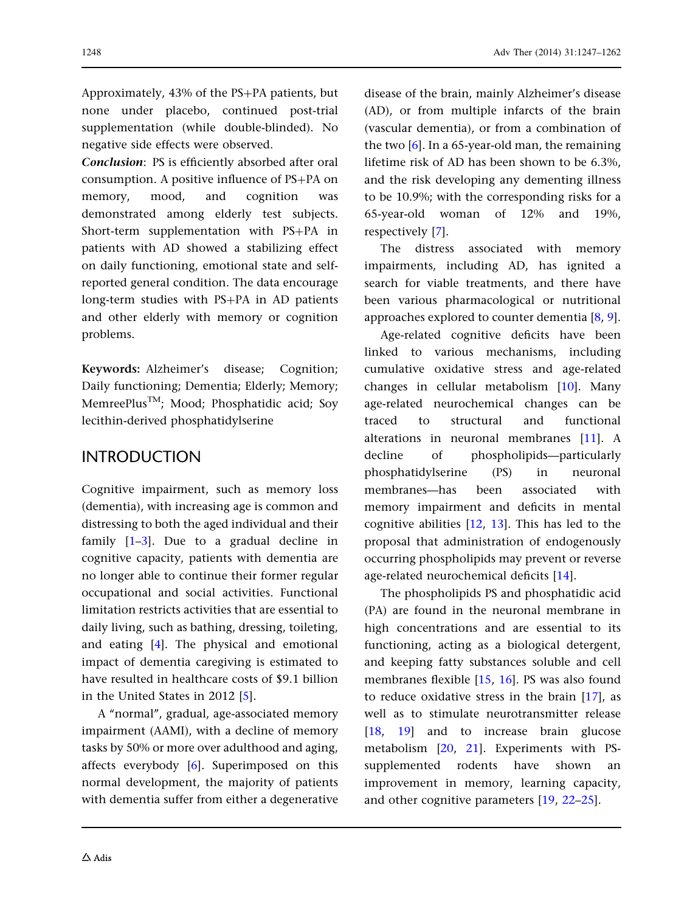Approximately, 43% of the PS+PA patients, but none under placebo, continued post-trial supplementation (while double-blinded). No negative side effects were observed.

***Conclusion***: PS is efficiently absorbed after oral consumption. A positive influence of PS+PA on memory, mood, and cognition was demonstrated among elderly test subjects. Short-term supplementation with PS+PA in patients with AD showed a stabilizing effect on daily functioning, emotional state and self-reported general condition. The data encourage long-term studies with PS+PA in AD patients and other elderly with memory or cognition problems.

**Keywords:** Alzheimer's disease; Cognition; Daily functioning; Dementia; Elderly; Memory; MemreePlus™; Mood; Phosphatidic acid; Soy lecithin-derived phosphatidylserine

## INTRODUCTION

Cognitive impairment, such as memory loss (dementia), with increasing age is common and distressing to both the aged individual and their family [1–3]. Due to a gradual decline in cognitive capacity, patients with dementia are no longer able to continue their former regular occupational and social activities. Functional limitation restricts activities that are essential to daily living, such as bathing, dressing, toileting, and eating [4]. The physical and emotional impact of dementia caregiving is estimated to have resulted in healthcare costs of $9.1 billion in the United States in 2012 [5].

A "normal", gradual, age-associated memory impairment (AAMI), with a decline of memory tasks by 50% or more over adulthood and aging, affects everybody [6]. Superimposed on this normal development, the majority of patients with dementia suffer from either a degenerative disease of the brain, mainly Alzheimer's disease (AD), or from multiple infarcts of the brain (vascular dementia), or from a combination of the two [6]. In a 65-year-old man, the remaining lifetime risk of AD has been shown to be 6.3%, and the risk developing any dementing illness to be 10.9%; with the corresponding risks for a 65-year-old woman of 12% and 19%, respectively [7].

The distress associated with memory impairments, including AD, has ignited a search for viable treatments, and there have been various pharmacological or nutritional approaches explored to counter dementia [8, 9].

Age-related cognitive deficits have been linked to various mechanisms, including cumulative oxidative stress and age-related changes in cellular metabolism [10]. Many age-related neurochemical changes can be traced to structural and functional alterations in neuronal membranes [11]. A decline of phospholipids—particularly phosphatidylserine (PS) in neuronal membranes—has been associated with memory impairment and deficits in mental cognitive abilities [12, 13]. This has led to the proposal that administration of endogenously occurring phospholipids may prevent or reverse age-related neurochemical deficits [14].

The phospholipids PS and phosphatidic acid (PA) are found in the neuronal membrane in high concentrations and are essential to its functioning, acting as a biological detergent, and keeping fatty substances soluble and cell membranes flexible [15, 16]. PS was also found to reduce oxidative stress in the brain [17], as well as to stimulate neurotransmitter release [18, 19] and to increase brain glucose metabolism [20, 21]. Experiments with PS-supplemented rodents have shown an improvement in memory, learning capacity, and other cognitive parameters [19, 22–25].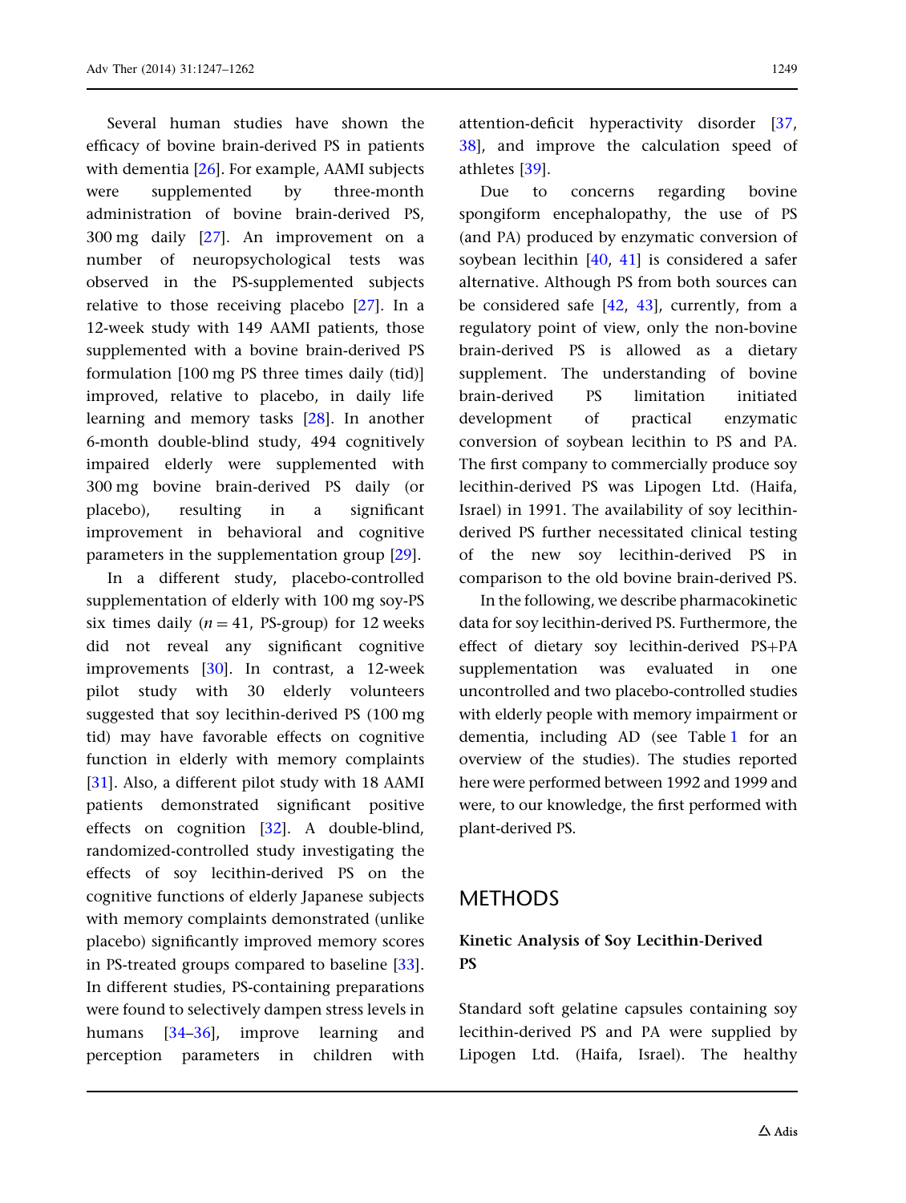Several human studies have shown the efficacy of bovine brain-derived PS in patients with dementia [26]. For example, AAMI subjects were supplemented by three-month administration of bovine brain-derived PS, 300 mg daily [27]. An improvement on a number of neuropsychological tests was observed in the PS-supplemented subjects relative to those receiving placebo [27]. In a 12-week study with 149 AAMI patients, those supplemented with a bovine brain-derived PS formulation [100 mg PS three times daily (tid)] improved, relative to placebo, in daily life learning and memory tasks [28]. In another 6-month double-blind study, 494 cognitively impaired elderly were supplemented with 300 mg bovine brain-derived PS daily (or placebo), resulting in a significant improvement in behavioral and cognitive parameters in the supplementation group [29].

In a different study, placebo-controlled supplementation of elderly with 100 mg soy-PS six times daily ($n = 41$, PS-group) for 12 weeks did not reveal any significant cognitive improvements [30]. In contrast, a 12-week pilot study with 30 elderly volunteers suggested that soy lecithin-derived PS (100 mg tid) may have favorable effects on cognitive function in elderly with memory complaints [31]. Also, a different pilot study with 18 AAMI patients demonstrated significant positive effects on cognition [32]. A double-blind, randomized-controlled study investigating the effects of soy lecithin-derived PS on the cognitive functions of elderly Japanese subjects with memory complaints demonstrated (unlike placebo) significantly improved memory scores in PS-treated groups compared to baseline [33]. In different studies, PS-containing preparations were found to selectively dampen stress levels in humans [34–36], improve learning and perception parameters in children with attention-deficit hyperactivity disorder [37, 38], and improve the calculation speed of athletes [39].

Due to concerns regarding bovine spongiform encephalopathy, the use of PS (and PA) produced by enzymatic conversion of soybean lecithin [40, 41] is considered a safer alternative. Although PS from both sources can be considered safe [42, 43], currently, from a regulatory point of view, only the non-bovine brain-derived PS is allowed as a dietary supplement. The understanding of bovine brain-derived PS limitation initiated development of practical enzymatic conversion of soybean lecithin to PS and PA. The first company to commercially produce soy lecithin-derived PS was Lipogen Ltd. (Haifa, Israel) in 1991. The availability of soy lecithin-derived PS further necessitated clinical testing of the new soy lecithin-derived PS in comparison to the old bovine brain-derived PS.

In the following, we describe pharmacokinetic data for soy lecithin-derived PS. Furthermore, the effect of dietary soy lecithin-derived PS+PA supplementation was evaluated in one uncontrolled and two placebo-controlled studies with elderly people with memory impairment or dementia, including AD (see Table 1 for an overview of the studies). The studies reported here were performed between 1992 and 1999 and were, to our knowledge, the first performed with plant-derived PS.

# METHODS

### Kinetic Analysis of Soy Lecithin-Derived PS

Standard soft gelatine capsules containing soy lecithin-derived PS and PA were supplied by Lipogen Ltd. (Haifa, Israel). The healthy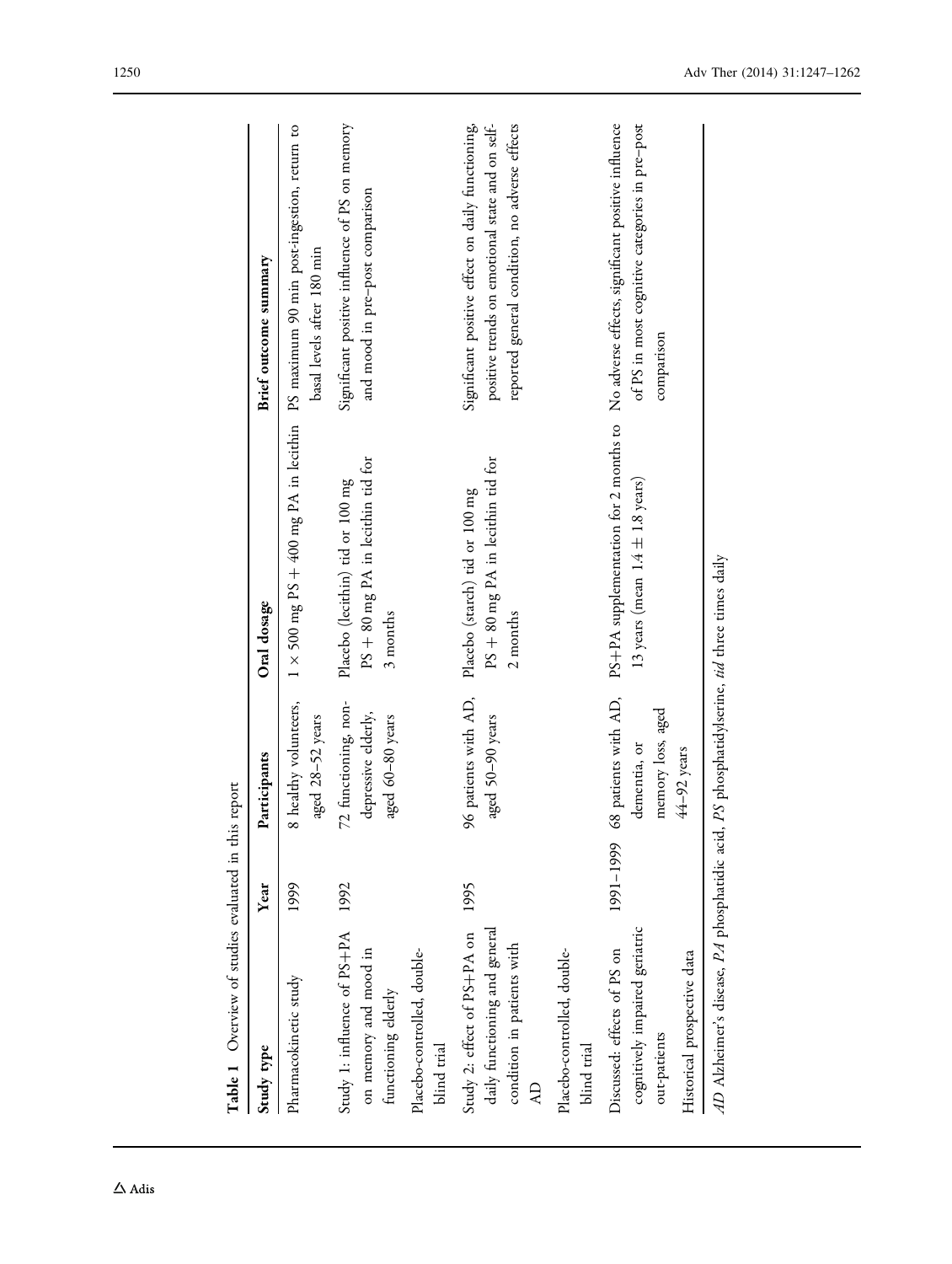**Table 1** Overview of studies evaluated in this report

| Study type | Year | Participants | Oral dosage | Brief outcome summary |
|---|---|---|---|---|
| Pharmacokinetic study | 1999 | 8 healthy volunteers, aged 28–52 years | 1 × 500 mg PS + 400 mg PA in lecithin | PS maximum 90 min post-ingestion, return to basal levels after 180 min |
| Study 1: influence of PS+PA on memory and mood in functioning elderly<br>Placebo-controlled, double-blind trial | 1992 | 72 functioning, non-depressive elderly, aged 60–80 years | Placebo (lecithin) tid or 100 mg PS + 80 mg PA in lecithin tid for 3 months | Significant positive influence of PS on memory and mood in pre–post comparison |
| Study 2: effect of PS+PA on daily functioning and general condition in patients with AD<br>Placebo-controlled, double-blind trial | 1995 | 96 patients with AD, aged 50–90 years | Placebo (starch) tid or 100 mg PS + 80 mg PA in lecithin tid for 2 months | Significant positive effect on daily functioning, positive trends on emotional state and on self-reported general condition, no adverse effects |
| Discussed: effects of PS on cognitively impaired geriatric out-patients<br>Historical prospective data | 1991–1999 | 68 patients with AD, dementia, or memory loss, aged 44–92 years | PS+PA supplementation for 2 months to 13 years (mean 1.4 ± 1.8 years) | No adverse effects, significant positive influence of PS in most cognitive categories in pre–post comparison |

*AD* Alzheimer's disease, *PA* phosphatidic acid, *PS* phosphatidylserine, *tid* three times daily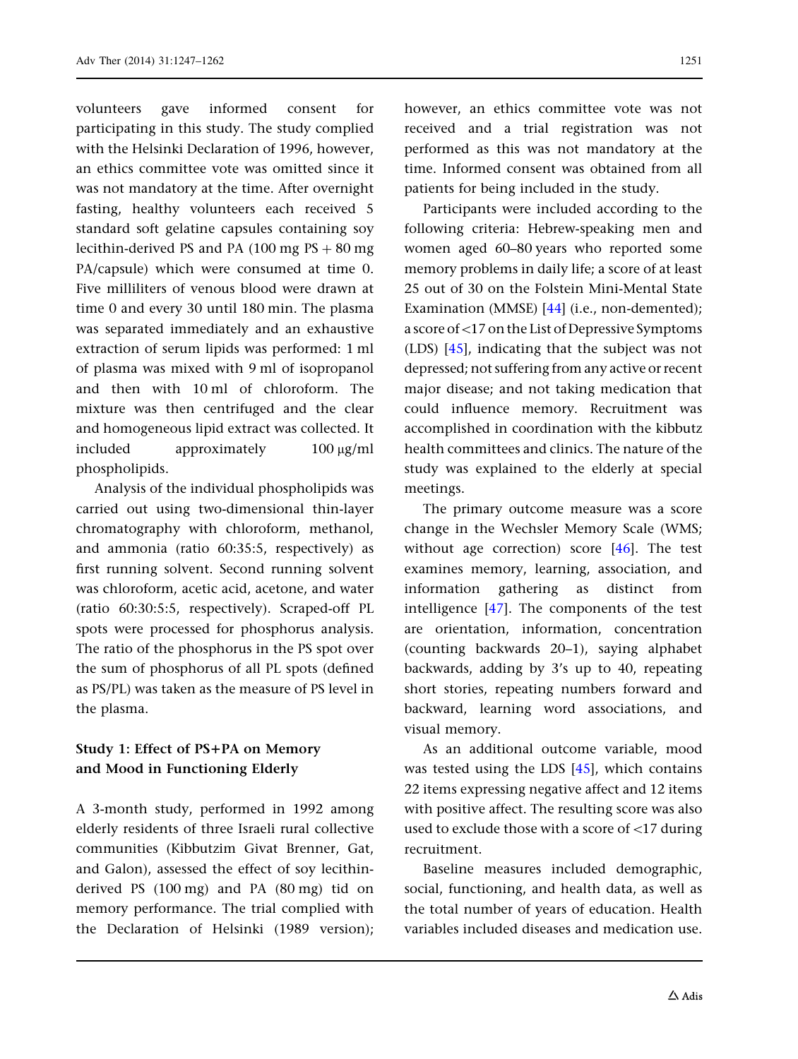volunteers gave informed consent for participating in this study. The study complied with the Helsinki Declaration of 1996, however, an ethics committee vote was omitted since it was not mandatory at the time. After overnight fasting, healthy volunteers each received 5 standard soft gelatine capsules containing soy lecithin-derived PS and PA (100 mg PS + 80 mg PA/capsule) which were consumed at time 0. Five milliliters of venous blood were drawn at time 0 and every 30 until 180 min. The plasma was separated immediately and an exhaustive extraction of serum lipids was performed: 1 ml of plasma was mixed with 9 ml of isopropanol and then with 10 ml of chloroform. The mixture was then centrifuged and the clear and homogeneous lipid extract was collected. It included approximately 100 μg/ml phospholipids.

Analysis of the individual phospholipids was carried out using two-dimensional thin-layer chromatography with chloroform, methanol, and ammonia (ratio 60:35:5, respectively) as first running solvent. Second running solvent was chloroform, acetic acid, acetone, and water (ratio 60:30:5:5, respectively). Scraped-off PL spots were processed for phosphorus analysis. The ratio of the phosphorus in the PS spot over the sum of phosphorus of all PL spots (defined as PS/PL) was taken as the measure of PS level in the plasma.

### Study 1: Effect of PS+PA on Memory and Mood in Functioning Elderly

A 3-month study, performed in 1992 among elderly residents of three Israeli rural collective communities (Kibbutzim Givat Brenner, Gat, and Galon), assessed the effect of soy lecithin-derived PS (100 mg) and PA (80 mg) tid on memory performance. The trial complied with the Declaration of Helsinki (1989 version); however, an ethics committee vote was not received and a trial registration was not performed as this was not mandatory at the time. Informed consent was obtained from all patients for being included in the study.

Participants were included according to the following criteria: Hebrew-speaking men and women aged 60–80 years who reported some memory problems in daily life; a score of at least 25 out of 30 on the Folstein Mini-Mental State Examination (MMSE) [44] (i.e., non-demented); a score of <17 on the List of Depressive Symptoms (LDS) [45], indicating that the subject was not depressed; not suffering from any active or recent major disease; and not taking medication that could influence memory. Recruitment was accomplished in coordination with the kibbutz health committees and clinics. The nature of the study was explained to the elderly at special meetings.

The primary outcome measure was a score change in the Wechsler Memory Scale (WMS; without age correction) score [46]. The test examines memory, learning, association, and information gathering as distinct from intelligence [47]. The components of the test are orientation, information, concentration (counting backwards 20–1), saying alphabet backwards, adding by 3's up to 40, repeating short stories, repeating numbers forward and backward, learning word associations, and visual memory.

As an additional outcome variable, mood was tested using the LDS [45], which contains 22 items expressing negative affect and 12 items with positive affect. The resulting score was also used to exclude those with a score of <17 during recruitment.

Baseline measures included demographic, social, functioning, and health data, as well as the total number of years of education. Health variables included diseases and medication use.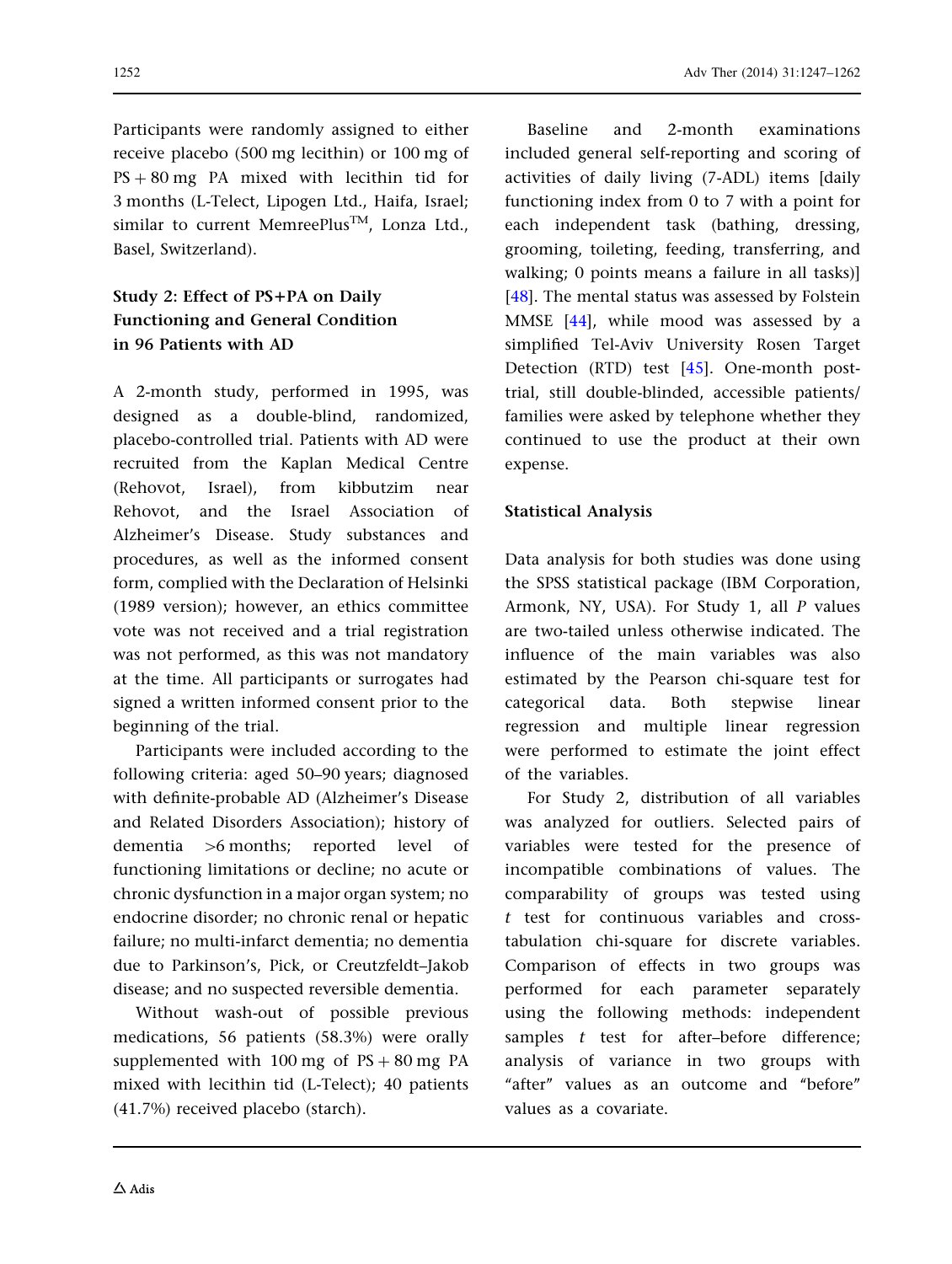Participants were randomly assigned to either receive placebo (500 mg lecithin) or 100 mg of PS + 80 mg PA mixed with lecithin tid for 3 months (L-Telect, Lipogen Ltd., Haifa, Israel; similar to current MemreePlus™, Lonza Ltd., Basel, Switzerland).

## Study 2: Effect of PS+PA on Daily Functioning and General Condition in 96 Patients with AD

A 2-month study, performed in 1995, was designed as a double-blind, randomized, placebo-controlled trial. Patients with AD were recruited from the Kaplan Medical Centre (Rehovot, Israel), from kibbutzim near Rehovot, and the Israel Association of Alzheimer's Disease. Study substances and procedures, as well as the informed consent form, complied with the Declaration of Helsinki (1989 version); however, an ethics committee vote was not received and a trial registration was not performed, as this was not mandatory at the time. All participants or surrogates had signed a written informed consent prior to the beginning of the trial.

Participants were included according to the following criteria: aged 50–90 years; diagnosed with definite-probable AD (Alzheimer's Disease and Related Disorders Association); history of dementia >6 months; reported level of functioning limitations or decline; no acute or chronic dysfunction in a major organ system; no endocrine disorder; no chronic renal or hepatic failure; no multi-infarct dementia; no dementia due to Parkinson's, Pick, or Creutzfeldt–Jakob disease; and no suspected reversible dementia.

Without wash-out of possible previous medications, 56 patients (58.3%) were orally supplemented with 100 mg of PS + 80 mg PA mixed with lecithin tid (L-Telect); 40 patients (41.7%) received placebo (starch).

Baseline and 2-month examinations included general self-reporting and scoring of activities of daily living (7-ADL) items [daily functioning index from 0 to 7 with a point for each independent task (bathing, dressing, grooming, toileting, feeding, transferring, and walking; 0 points means a failure in all tasks)] [48]. The mental status was assessed by Folstein MMSE [44], while mood was assessed by a simplified Tel-Aviv University Rosen Target Detection (RTD) test [45]. One-month post-trial, still double-blinded, accessible patients/families were asked by telephone whether they continued to use the product at their own expense.

## Statistical Analysis

Data analysis for both studies was done using the SPSS statistical package (IBM Corporation, Armonk, NY, USA). For Study 1, all *P* values are two-tailed unless otherwise indicated. The influence of the main variables was also estimated by the Pearson chi-square test for categorical data. Both stepwise linear regression and multiple linear regression were performed to estimate the joint effect of the variables.

For Study 2, distribution of all variables was analyzed for outliers. Selected pairs of variables were tested for the presence of incompatible combinations of values. The comparability of groups was tested using *t* test for continuous variables and cross-tabulation chi-square for discrete variables. Comparison of effects in two groups was performed for each parameter separately using the following methods: independent samples *t* test for after–before difference; analysis of variance in two groups with "after" values as an outcome and "before" values as a covariate.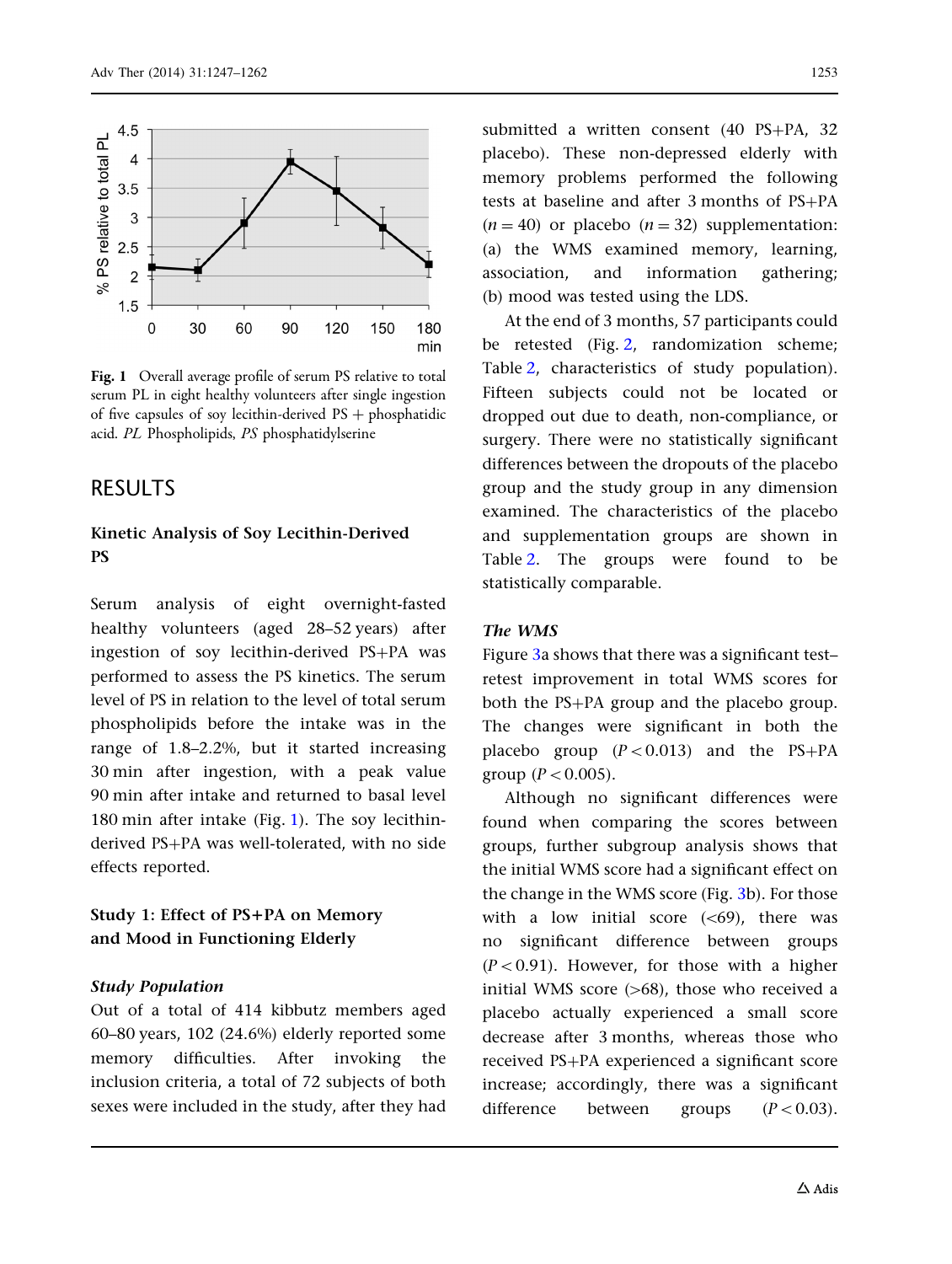Fig. 1 Overall average profile of serum PS relative to total serum PL in eight healthy volunteers after single ingestion of five capsules of soy lecithin-derived PS + phosphatidic acid. *PL* Phospholipids, *PS* phosphatidylserine

## RESULTS

### Kinetic Analysis of Soy Lecithin-Derived PS

Serum analysis of eight overnight-fasted healthy volunteers (aged 28–52 years) after ingestion of soy lecithin-derived PS+PA was performed to assess the PS kinetics. The serum level of PS in relation to the level of total serum phospholipids before the intake was in the range of 1.8–2.2%, but it started increasing 30 min after ingestion, with a peak value 90 min after intake and returned to basal level 180 min after intake (Fig. 1). The soy lecithin-derived PS+PA was well-tolerated, with no side effects reported.

### Study 1: Effect of PS+PA on Memory and Mood in Functioning Elderly

#### *Study Population*

Out of a total of 414 kibbutz members aged 60–80 years, 102 (24.6%) elderly reported some memory difficulties. After invoking the inclusion criteria, a total of 72 subjects of both sexes were included in the study, after they had submitted a written consent (40 PS+PA, 32 placebo). These non-depressed elderly with memory problems performed the following tests at baseline and after 3 months of PS+PA ($n = 40$) or placebo ($n = 32$) supplementation: (a) the WMS examined memory, learning, association, and information gathering; (b) mood was tested using the LDS.

At the end of 3 months, 57 participants could be retested (Fig. 2, randomization scheme; Table 2, characteristics of study population). Fifteen subjects could not be located or dropped out due to death, non-compliance, or surgery. There were no statistically significant differences between the dropouts of the placebo group and the study group in any dimension examined. The characteristics of the placebo and supplementation groups are shown in Table 2. The groups were found to be statistically comparable.

#### *The WMS*

Figure 3a shows that there was a significant test–retest improvement in total WMS scores for both the PS+PA group and the placebo group. The changes were significant in both the placebo group ($P < 0.013$) and the PS+PA group ($P < 0.005$).

Although no significant differences were found when comparing the scores between groups, further subgroup analysis shows that the initial WMS score had a significant effect on the change in the WMS score (Fig. 3b). For those with a low initial score (<69), there was no significant difference between groups ($P < 0.91$). However, for those with a higher initial WMS score (>68), those who received a placebo actually experienced a small score decrease after 3 months, whereas those who received PS+PA experienced a significant score increase; accordingly, there was a significant difference between groups ($P < 0.03$).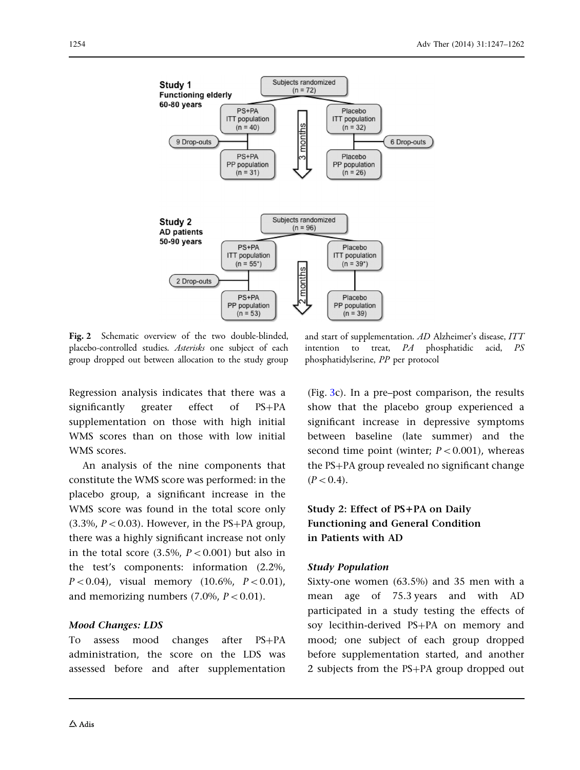**Study 1**
**Functioning elderly**
**60-80 years**

Subjects randomized (n = 72)

PS+PA ITT population (n = 40) — 9 Drop-outs — PS+PA PP population (n = 31)

Placebo ITT population (n = 32) — 6 Drop-outs — Placebo PP population (n = 26)

3 months

**Study 2**
**AD patients**
**50-90 years**

Subjects randomized (n = 96)

PS+PA ITT population (n = 55*) — 2 Drop-outs — PS+PA PP population (n = 53)

Placebo ITT population (n = 39*) — Placebo PP population (n = 39)

2 months

**Fig. 2** Schematic overview of the two double-blinded, placebo-controlled studies. *Asterisks* one subject of each group dropped out between allocation to the study group and start of supplementation. *AD* Alzheimer's disease, *ITT* intention to treat, *PA* phosphatidic acid, *PS* phosphatidylserine, *PP* per protocol

Regression analysis indicates that there was a significantly greater effect of PS+PA supplementation on those with high initial WMS scores than on those with low initial WMS scores.

An analysis of the nine components that constitute the WMS score was performed: in the placebo group, a significant increase in the WMS score was found in the total score only (3.3%, $P < 0.03$). However, in the PS+PA group, there was a highly significant increase not only in the total score (3.5%, $P < 0.001$) but also in the test's components: information (2.2%, $P < 0.04$), visual memory (10.6%, $P < 0.01$), and memorizing numbers (7.0%, $P < 0.01$).

### *Mood Changes: LDS*

To assess mood changes after PS+PA administration, the score on the LDS was assessed before and after supplementation (Fig. 3c). In a pre–post comparison, the results show that the placebo group experienced a significant increase in depressive symptoms between baseline (late summer) and the second time point (winter; $P < 0.001$), whereas the PS+PA group revealed no significant change ($P < 0.4$).

## Study 2: Effect of PS+PA on Daily Functioning and General Condition in Patients with AD

### *Study Population*

Sixty-one women (63.5%) and 35 men with a mean age of 75.3 years and with AD participated in a study testing the effects of soy lecithin-derived PS+PA on memory and mood; one subject of each group dropped before supplementation started, and another 2 subjects from the PS+PA group dropped out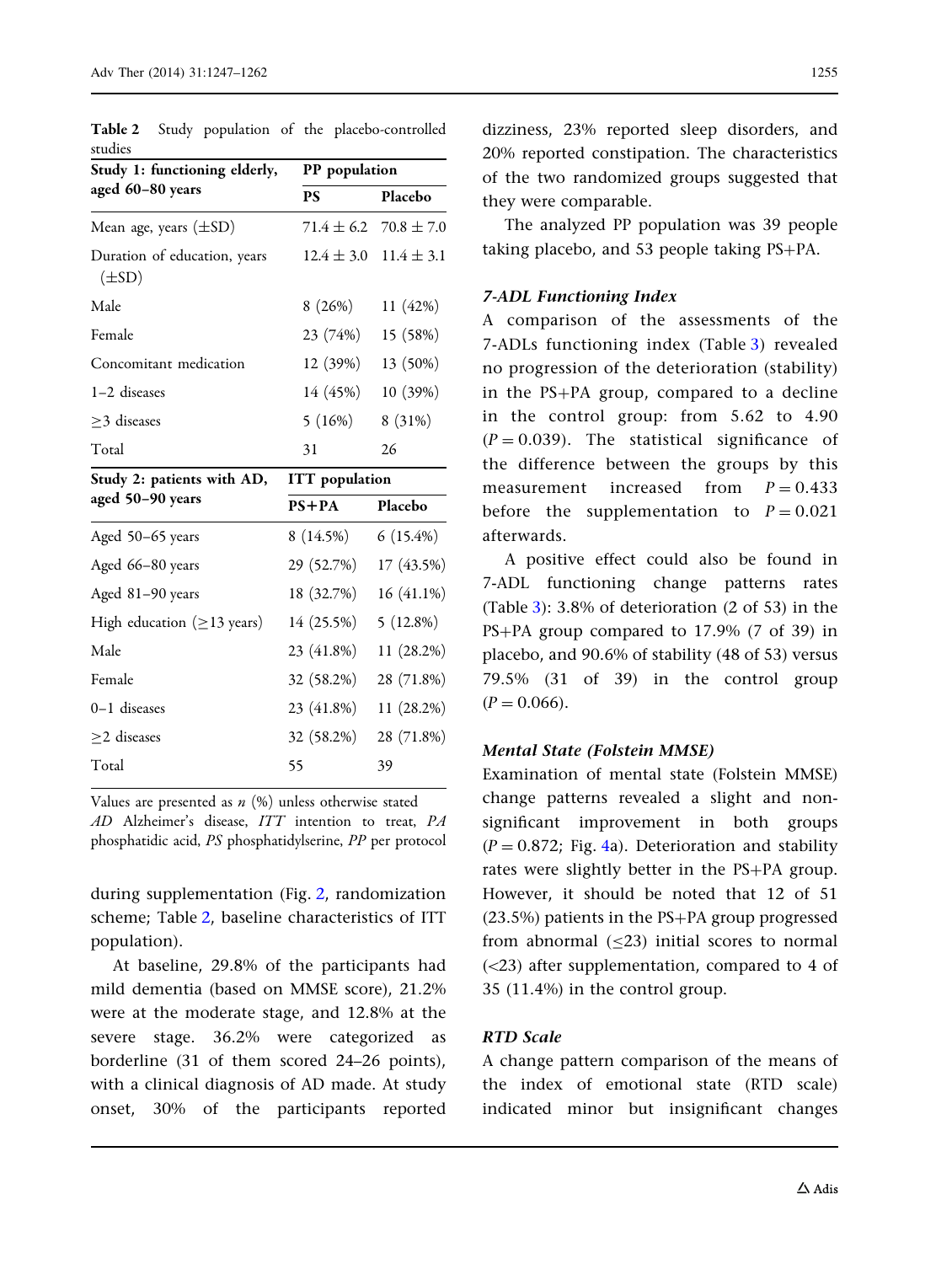**Table 2** Study population of the placebo-controlled studies

| Study 1: functioning elderly, aged 60–80 years | PP population | |
|---|---|---|
| | PS | Placebo |
| Mean age, years (±SD) | 71.4 ± 6.2 | 70.8 ± 7.0 |
| Duration of education, years (±SD) | 12.4 ± 3.0 | 11.4 ± 3.1 |
| Male | 8 (26%) | 11 (42%) |
| Female | 23 (74%) | 15 (58%) |
| Concomitant medication | 12 (39%) | 13 (50%) |
| 1–2 diseases | 14 (45%) | 10 (39%) |
| ≥3 diseases | 5 (16%) | 8 (31%) |
| Total | 31 | 26 |
| **Study 2: patients with AD, aged 50–90 years** | **ITT population** | |
| | **PS+PA** | **Placebo** |
| Aged 50–65 years | 8 (14.5%) | 6 (15.4%) |
| Aged 66–80 years | 29 (52.7%) | 17 (43.5%) |
| Aged 81–90 years | 18 (32.7%) | 16 (41.1%) |
| High education (≥13 years) | 14 (25.5%) | 5 (12.8%) |
| Male | 23 (41.8%) | 11 (28.2%) |
| Female | 32 (58.2%) | 28 (71.8%) |
| 0–1 diseases | 23 (41.8%) | 11 (28.2%) |
| ≥2 diseases | 32 (58.2%) | 28 (71.8%) |
| Total | 55 | 39 |

Values are presented as *n* (%) unless otherwise stated
*AD* Alzheimer's disease, *ITT* intention to treat, *PA* phosphatidic acid, *PS* phosphatidylserine, *PP* per protocol

during supplementation (Fig. 2, randomization scheme; Table 2, baseline characteristics of ITT population).

At baseline, 29.8% of the participants had mild dementia (based on MMSE score), 21.2% were at the moderate stage, and 12.8% at the severe stage. 36.2% were categorized as borderline (31 of them scored 24–26 points), with a clinical diagnosis of AD made. At study onset, 30% of the participants reported dizziness, 23% reported sleep disorders, and 20% reported constipation. The characteristics of the two randomized groups suggested that they were comparable.

The analyzed PP population was 39 people taking placebo, and 53 people taking PS+PA.

### *7-ADL Functioning Index*

A comparison of the assessments of the 7-ADLs functioning index (Table 3) revealed no progression of the deterioration (stability) in the PS+PA group, compared to a decline in the control group: from 5.62 to 4.90 ($P = 0.039$). The statistical significance of the difference between the groups by this measurement increased from $P = 0.433$ before the supplementation to $P = 0.021$ afterwards.

A positive effect could also be found in 7-ADL functioning change patterns rates (Table 3): 3.8% of deterioration (2 of 53) in the PS+PA group compared to 17.9% (7 of 39) in placebo, and 90.6% of stability (48 of 53) versus 79.5% (31 of 39) in the control group ($P = 0.066$).

### *Mental State (Folstein MMSE)*

Examination of mental state (Folstein MMSE) change patterns revealed a slight and non-significant improvement in both groups ($P = 0.872$; Fig. 4a). Deterioration and stability rates were slightly better in the PS+PA group. However, it should be noted that 12 of 51 (23.5%) patients in the PS+PA group progressed from abnormal (≤23) initial scores to normal (<23) after supplementation, compared to 4 of 35 (11.4%) in the control group.

### *RTD Scale*

A change pattern comparison of the means of the index of emotional state (RTD scale) indicated minor but insignificant changes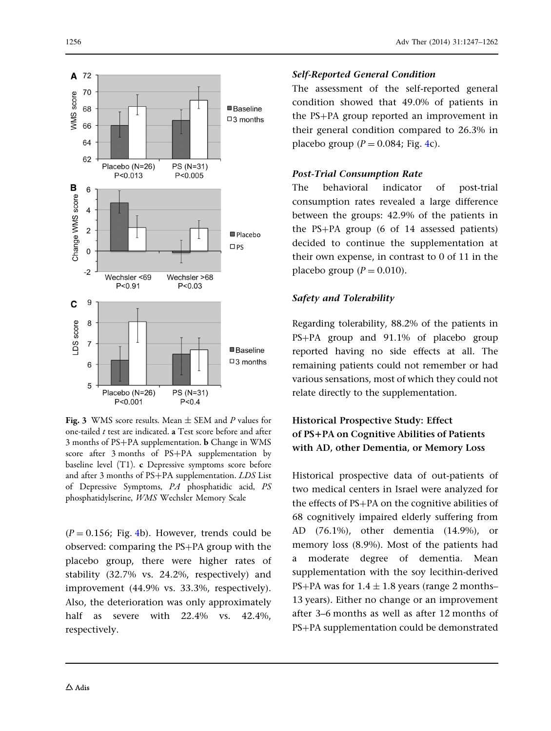Fig. 3 WMS score results. Mean ± SEM and *P* values for one-tailed *t* test are indicated. **a** Test score before and after 3 months of PS+PA supplementation. **b** Change in WMS score after 3 months of PS+PA supplementation by baseline level (T1). **c** Depressive symptoms score before and after 3 months of PS+PA supplementation. *LDS* List of Depressive Symptoms, *PA* phosphatidic acid, *PS* phosphatidylserine, *WMS* Wechsler Memory Scale

($P = 0.156$; Fig. 4b). However, trends could be observed: comparing the PS+PA group with the placebo group, there were higher rates of stability (32.7% vs. 24.2%, respectively) and improvement (44.9% vs. 33.3%, respectively). Also, the deterioration was only approximately half as severe with 22.4% vs. 42.4%, respectively.

#### *Self-Reported General Condition*

The assessment of the self-reported general condition showed that 49.0% of patients in the PS+PA group reported an improvement in their general condition compared to 26.3% in placebo group ($P = 0.084$; Fig. 4c).

#### *Post-Trial Consumption Rate*

The behavioral indicator of post-trial consumption rates revealed a large difference between the groups: 42.9% of the patients in the PS+PA group (6 of 14 assessed patients) decided to continue the supplementation at their own expense, in contrast to 0 of 11 in the placebo group ($P = 0.010$).

#### *Safety and Tolerability*

Regarding tolerability, 88.2% of the patients in PS+PA group and 91.1% of placebo group reported having no side effects at all. The remaining patients could not remember or had various sensations, most of which they could not relate directly to the supplementation.

### Historical Prospective Study: Effect of PS+PA on Cognitive Abilities of Patients with AD, other Dementia, or Memory Loss

Historical prospective data of out-patients of two medical centers in Israel were analyzed for the effects of PS+PA on the cognitive abilities of 68 cognitively impaired elderly suffering from AD (76.1%), other dementia (14.9%), or memory loss (8.9%). Most of the patients had a moderate degree of dementia. Mean supplementation with the soy lecithin-derived PS+PA was for 1.4 ± 1.8 years (range 2 months–13 years). Either no change or an improvement after 3–6 months as well as after 12 months of PS+PA supplementation could be demonstrated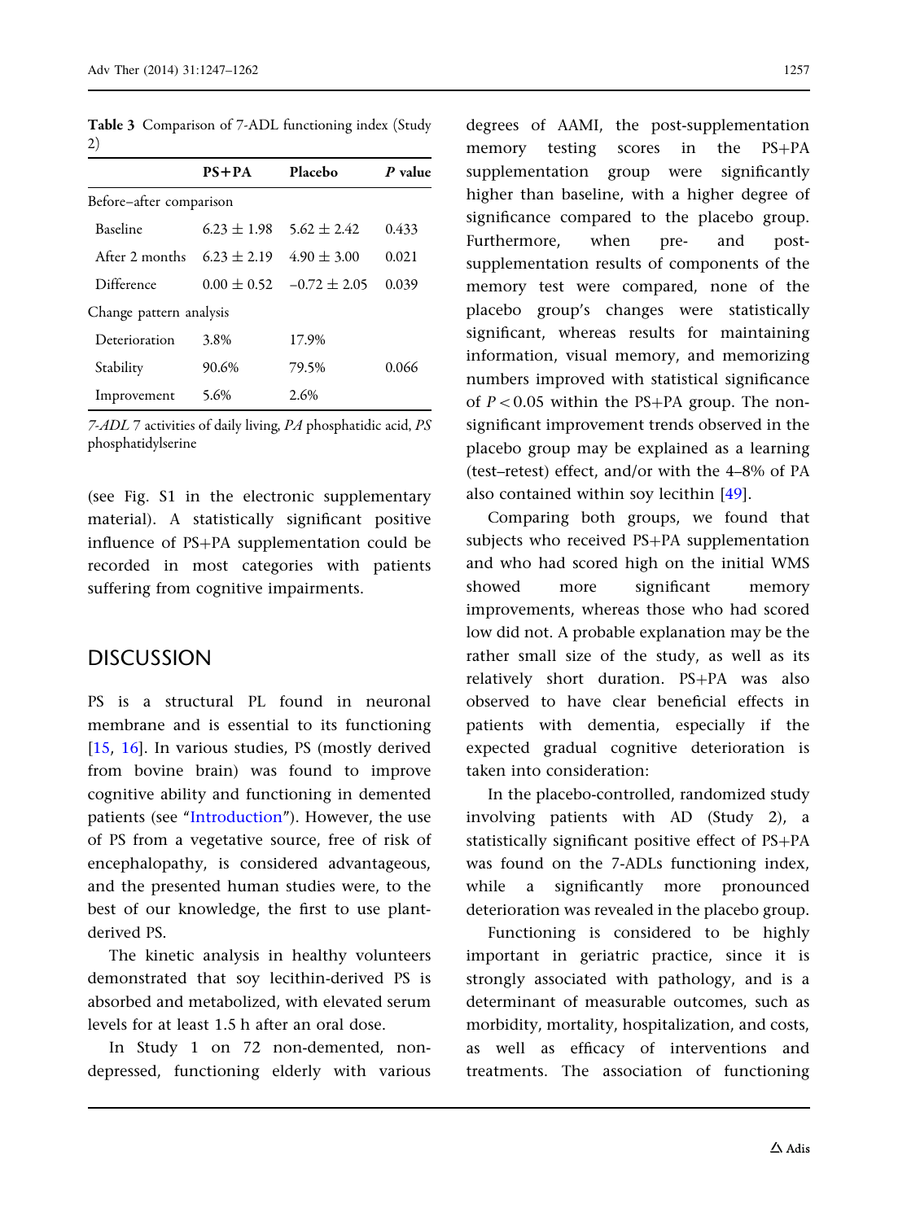**Table 3** Comparison of 7-ADL functioning index (Study 2)

| | PS+PA | Placebo | *P* value |
|---|---|---|---|
| Before–after comparison | | | |
| Baseline | 6.23 ± 1.98 | 5.62 ± 2.42 | 0.433 |
| After 2 months | 6.23 ± 2.19 | 4.90 ± 3.00 | 0.021 |
| Difference | 0.00 ± 0.52 | −0.72 ± 2.05 | 0.039 |
| Change pattern analysis | | | |
| Deterioration | 3.8% | 17.9% | |
| Stability | 90.6% | 79.5% | 0.066 |
| Improvement | 5.6% | 2.6% | |

*7-ADL* 7 activities of daily living, *PA* phosphatidic acid, *PS* phosphatidylserine

(see Fig. S1 in the electronic supplementary material). A statistically significant positive influence of PS+PA supplementation could be recorded in most categories with patients suffering from cognitive impairments.

## DISCUSSION

PS is a structural PL found in neuronal membrane and is essential to its functioning [15, 16]. In various studies, PS (mostly derived from bovine brain) was found to improve cognitive ability and functioning in demented patients (see "Introduction"). However, the use of PS from a vegetative source, free of risk of encephalopathy, is considered advantageous, and the presented human studies were, to the best of our knowledge, the first to use plant-derived PS.

The kinetic analysis in healthy volunteers demonstrated that soy lecithin-derived PS is absorbed and metabolized, with elevated serum levels for at least 1.5 h after an oral dose.

In Study 1 on 72 non-demented, non-depressed, functioning elderly with various degrees of AAMI, the post-supplementation memory testing scores in the PS+PA supplementation group were significantly higher than baseline, with a higher degree of significance compared to the placebo group. Furthermore, when pre- and post-supplementation results of components of the memory test were compared, none of the placebo group's changes were statistically significant, whereas results for maintaining information, visual memory, and memorizing numbers improved with statistical significance of $P < 0.05$ within the PS+PA group. The non-significant improvement trends observed in the placebo group may be explained as a learning (test–retest) effect, and/or with the 4–8% of PA also contained within soy lecithin [49].

Comparing both groups, we found that subjects who received PS+PA supplementation and who had scored high on the initial WMS showed more significant memory improvements, whereas those who had scored low did not. A probable explanation may be the rather small size of the study, as well as its relatively short duration. PS+PA was also observed to have clear beneficial effects in patients with dementia, especially if the expected gradual cognitive deterioration is taken into consideration:

In the placebo-controlled, randomized study involving patients with AD (Study 2), a statistically significant positive effect of PS+PA was found on the 7-ADLs functioning index, while a significantly more pronounced deterioration was revealed in the placebo group.

Functioning is considered to be highly important in geriatric practice, since it is strongly associated with pathology, and is a determinant of measurable outcomes, such as morbidity, mortality, hospitalization, and costs, as well as efficacy of interventions and treatments. The association of functioning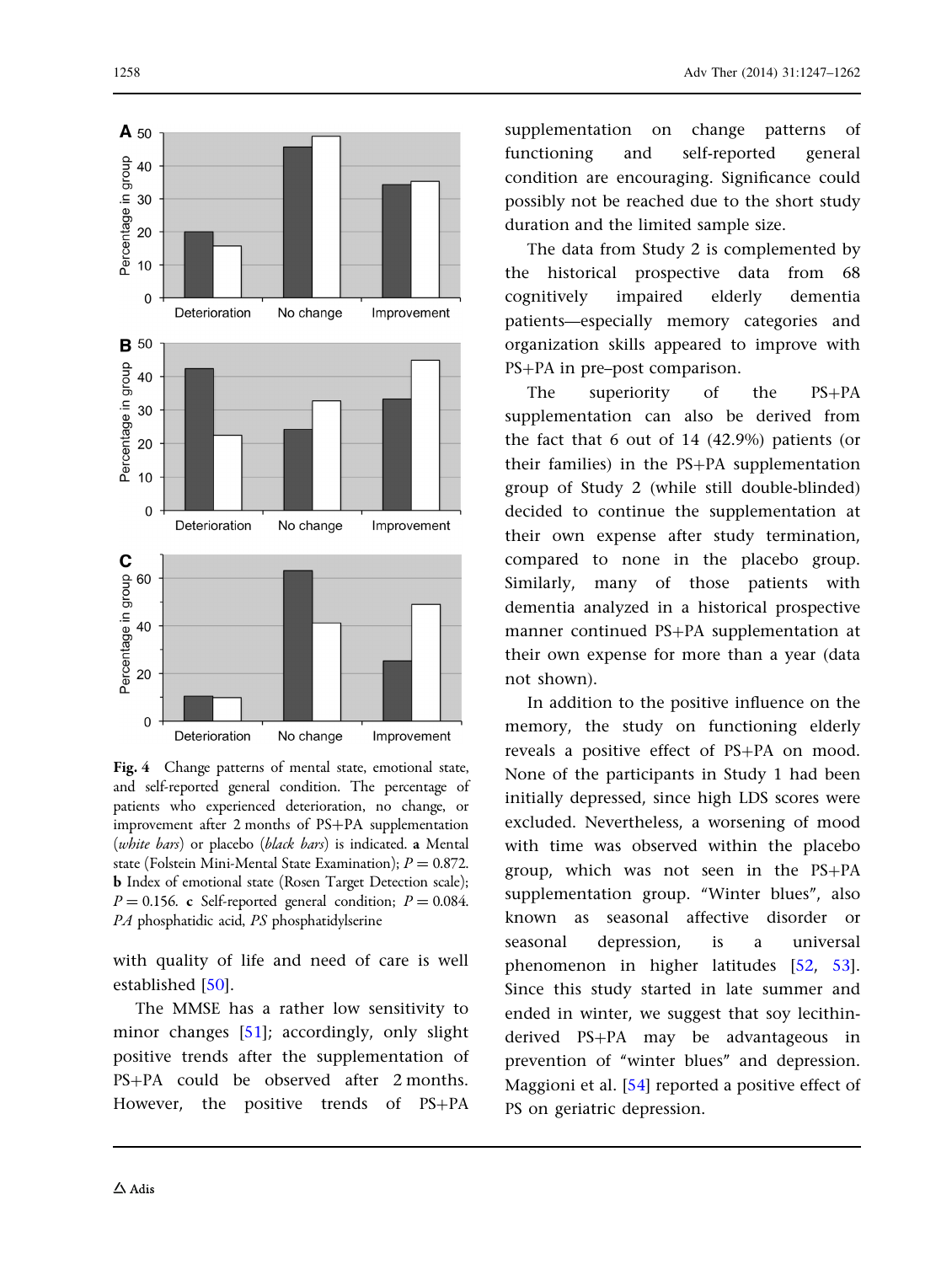Fig. 4 Change patterns of mental state, emotional state, and self-reported general condition. The percentage of patients who experienced deterioration, no change, or improvement after 2 months of PS+PA supplementation (*white bars*) or placebo (*black bars*) is indicated. **a** Mental state (Folstein Mini-Mental State Examination); $P = 0.872$. **b** Index of emotional state (Rosen Target Detection scale); $P = 0.156$. **c** Self-reported general condition; $P = 0.084$. *PA* phosphatidic acid, *PS* phosphatidylserine

with quality of life and need of care is well established [50].

The MMSE has a rather low sensitivity to minor changes [51]; accordingly, only slight positive trends after the supplementation of PS+PA could be observed after 2 months. However, the positive trends of PS+PA supplementation on change patterns of functioning and self-reported general condition are encouraging. Significance could possibly not be reached due to the short study duration and the limited sample size.

The data from Study 2 is complemented by the historical prospective data from 68 cognitively impaired elderly dementia patients—especially memory categories and organization skills appeared to improve with PS+PA in pre–post comparison.

The superiority of the PS+PA supplementation can also be derived from the fact that 6 out of 14 (42.9%) patients (or their families) in the PS+PA supplementation group of Study 2 (while still double-blinded) decided to continue the supplementation at their own expense after study termination, compared to none in the placebo group. Similarly, many of those patients with dementia analyzed in a historical prospective manner continued PS+PA supplementation at their own expense for more than a year (data not shown).

In addition to the positive influence on the memory, the study on functioning elderly reveals a positive effect of PS+PA on mood. None of the participants in Study 1 had been initially depressed, since high LDS scores were excluded. Nevertheless, a worsening of mood with time was observed within the placebo group, which was not seen in the PS+PA supplementation group. "Winter blues", also known as seasonal affective disorder or seasonal depression, is a universal phenomenon in higher latitudes [52, 53]. Since this study started in late summer and ended in winter, we suggest that soy lecithin-derived PS+PA may be advantageous in prevention of "winter blues" and depression. Maggioni et al. [54] reported a positive effect of PS on geriatric depression.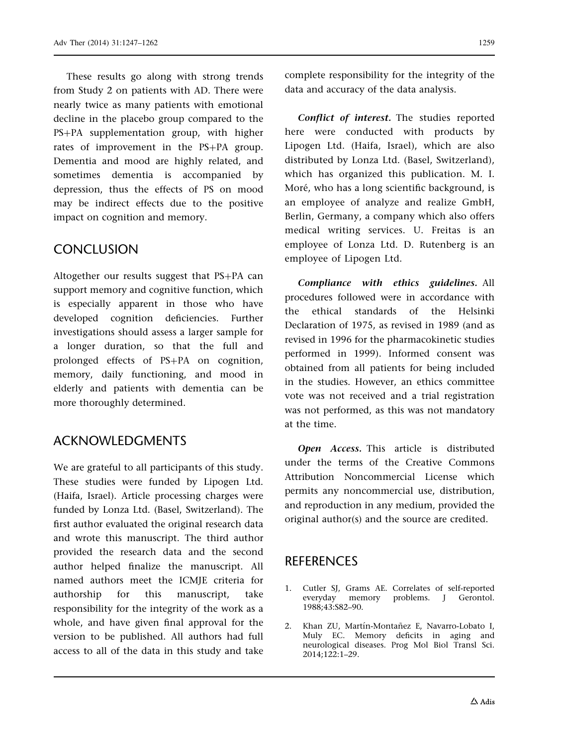These results go along with strong trends from Study 2 on patients with AD. There were nearly twice as many patients with emotional decline in the placebo group compared to the PS+PA supplementation group, with higher rates of improvement in the PS+PA group. Dementia and mood are highly related, and sometimes dementia is accompanied by depression, thus the effects of PS on mood may be indirect effects due to the positive impact on cognition and memory.

## CONCLUSION

Altogether our results suggest that PS+PA can support memory and cognitive function, which is especially apparent in those who have developed cognition deficiencies. Further investigations should assess a larger sample for a longer duration, so that the full and prolonged effects of PS+PA on cognition, memory, daily functioning, and mood in elderly and patients with dementia can be more thoroughly determined.

## ACKNOWLEDGMENTS

We are grateful to all participants of this study. These studies were funded by Lipogen Ltd. (Haifa, Israel). Article processing charges were funded by Lonza Ltd. (Basel, Switzerland). The first author evaluated the original research data and wrote this manuscript. The third author provided the research data and the second author helped finalize the manuscript. All named authors meet the ICMJE criteria for authorship for this manuscript, take responsibility for the integrity of the work as a whole, and have given final approval for the version to be published. All authors had full access to all of the data in this study and take complete responsibility for the integrity of the data and accuracy of the data analysis.

***Conflict of interest.*** The studies reported here were conducted with products by Lipogen Ltd. (Haifa, Israel), which are also distributed by Lonza Ltd. (Basel, Switzerland), which has organized this publication. M. I. Moré, who has a long scientific background, is an employee of analyze and realize GmbH, Berlin, Germany, a company which also offers medical writing services. U. Freitas is an employee of Lonza Ltd. D. Rutenberg is an employee of Lipogen Ltd.

***Compliance with ethics guidelines.*** All procedures followed were in accordance with the ethical standards of the Helsinki Declaration of 1975, as revised in 1989 (and as revised in 1996 for the pharmacokinetic studies performed in 1999). Informed consent was obtained from all patients for being included in the studies. However, an ethics committee vote was not received and a trial registration was not performed, as this was not mandatory at the time.

***Open Access.*** This article is distributed under the terms of the Creative Commons Attribution Noncommercial License which permits any noncommercial use, distribution, and reproduction in any medium, provided the original author(s) and the source are credited.

## REFERENCES

1. Cutler SJ, Grams AE. Correlates of self-reported everyday memory problems. J Gerontol. 1988;43:S82–90.
2. Khan ZU, Martín-Montañez E, Navarro-Lobato I, Muly EC. Memory deficits in aging and neurological diseases. Prog Mol Biol Transl Sci. 2014;122:1–29.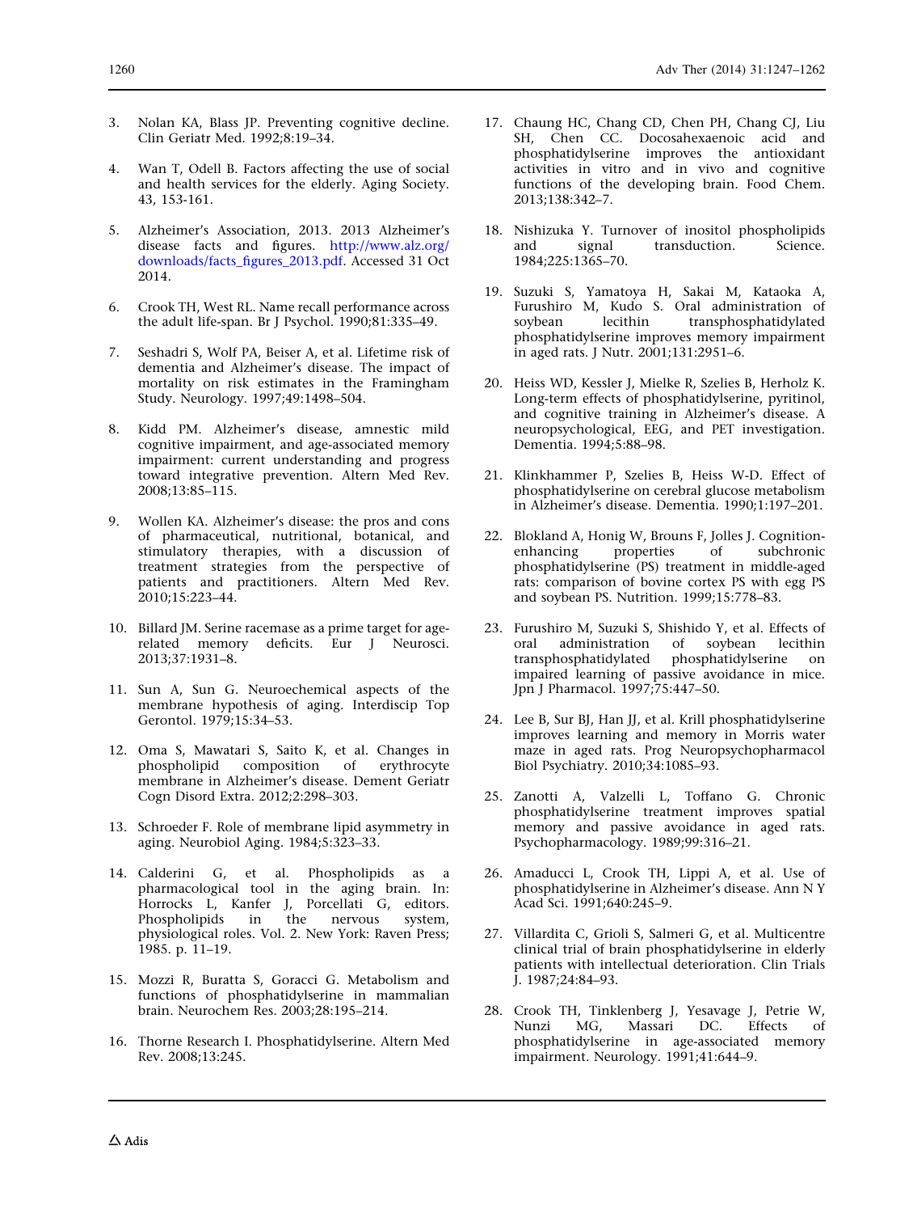3. Nolan KA, Blass JP. Preventing cognitive decline. Clin Geriatr Med. 1992;8:19–34.

4. Wan T, Odell B. Factors affecting the use of social and health services for the elderly. Aging Society. 43, 153-161.

5. Alzheimer's Association, 2013. 2013 Alzheimer's disease facts and figures. http://www.alz.org/downloads/facts_figures_2013.pdf. Accessed 31 Oct 2014.

6. Crook TH, West RL. Name recall performance across the adult life-span. Br J Psychol. 1990;81:335–49.

7. Seshadri S, Wolf PA, Beiser A, et al. Lifetime risk of dementia and Alzheimer's disease. The impact of mortality on risk estimates in the Framingham Study. Neurology. 1997;49:1498–504.

8. Kidd PM. Alzheimer's disease, amnestic mild cognitive impairment, and age-associated memory impairment: current understanding and progress toward integrative prevention. Altern Med Rev. 2008;13:85–115.

9. Wollen KA. Alzheimer's disease: the pros and cons of pharmaceutical, nutritional, botanical, and stimulatory therapies, with a discussion of treatment strategies from the perspective of patients and practitioners. Altern Med Rev. 2010;15:223–44.

10. Billard JM. Serine racemase as a prime target for age-related memory deficits. Eur J Neurosci. 2013;37:1931–8.

11. Sun A, Sun G. Neuroechemical aspects of the membrane hypothesis of aging. Interdiscip Top Gerontol. 1979;15:34–53.

12. Oma S, Mawatari S, Saito K, et al. Changes in phospholipid composition of erythrocyte membrane in Alzheimer's disease. Dement Geriatr Cogn Disord Extra. 2012;2:298–303.

13. Schroeder F. Role of membrane lipid asymmetry in aging. Neurobiol Aging. 1984;5:323–33.

14. Calderini G, et al. Phospholipids as a pharmacological tool in the aging brain. In: Horrocks L, Kanfer J, Porcellati G, editors. Phospholipids in the nervous system, physiological roles. Vol. 2. New York: Raven Press; 1985. p. 11–19.

15. Mozzi R, Buratta S, Goracci G. Metabolism and functions of phosphatidylserine in mammalian brain. Neurochem Res. 2003;28:195–214.

16. Thorne Research I. Phosphatidylserine. Altern Med Rev. 2008;13:245.

17. Chaung HC, Chang CD, Chen PH, Chang CJ, Liu SH, Chen CC. Docosahexaenoic acid and phosphatidylserine improves the antioxidant activities in vitro and in vivo and cognitive functions of the developing brain. Food Chem. 2013;138:342–7.

18. Nishizuka Y. Turnover of inositol phospholipids and signal transduction. Science. 1984;225:1365–70.

19. Suzuki S, Yamatoya H, Sakai M, Kataoka A, Furushiro M, Kudo S. Oral administration of soybean lecithin transphosphatidylated phosphatidylserine improves memory impairment in aged rats. J Nutr. 2001;131:2951–6.

20. Heiss WD, Kessler J, Mielke R, Szelies B, Herholz K. Long-term effects of phosphatidylserine, pyritinol, and cognitive training in Alzheimer's disease. A neuropsychological, EEG, and PET investigation. Dementia. 1994;5:88–98.

21. Klinkhammer P, Szelies B, Heiss W-D. Effect of phosphatidylserine on cerebral glucose metabolism in Alzheimer's disease. Dementia. 1990;1:197–201.

22. Blokland A, Honig W, Brouns F, Jolles J. Cognition-enhancing properties of subchronic phosphatidylserine (PS) treatment in middle-aged rats: comparison of bovine cortex PS with egg PS and soybean PS. Nutrition. 1999;15:778–83.

23. Furushiro M, Suzuki S, Shishido Y, et al. Effects of oral administration of soybean lecithin transphosphatidylated phosphatidylserine on impaired learning of passive avoidance in mice. Jpn J Pharmacol. 1997;75:447–50.

24. Lee B, Sur BJ, Han JJ, et al. Krill phosphatidylserine improves learning and memory in Morris water maze in aged rats. Prog Neuropsychopharmacol Biol Psychiatry. 2010;34:1085–93.

25. Zanotti A, Valzelli L, Toffano G. Chronic phosphatidylserine treatment improves spatial memory and passive avoidance in aged rats. Psychopharmacology. 1989;99:316–21.

26. Amaducci L, Crook TH, Lippi A, et al. Use of phosphatidylserine in Alzheimer's disease. Ann N Y Acad Sci. 1991;640:245–9.

27. Villardita C, Grioli S, Salmeri G, et al. Multicentre clinical trial of brain phosphatidylserine in elderly patients with intellectual deterioration. Clin Trials J. 1987;24:84–93.

28. Crook TH, Tinklenberg J, Yesavage J, Petrie W, Nunzi MG, Massari DC. Effects of phosphatidylserine in age-associated memory impairment. Neurology. 1991;41:644–9.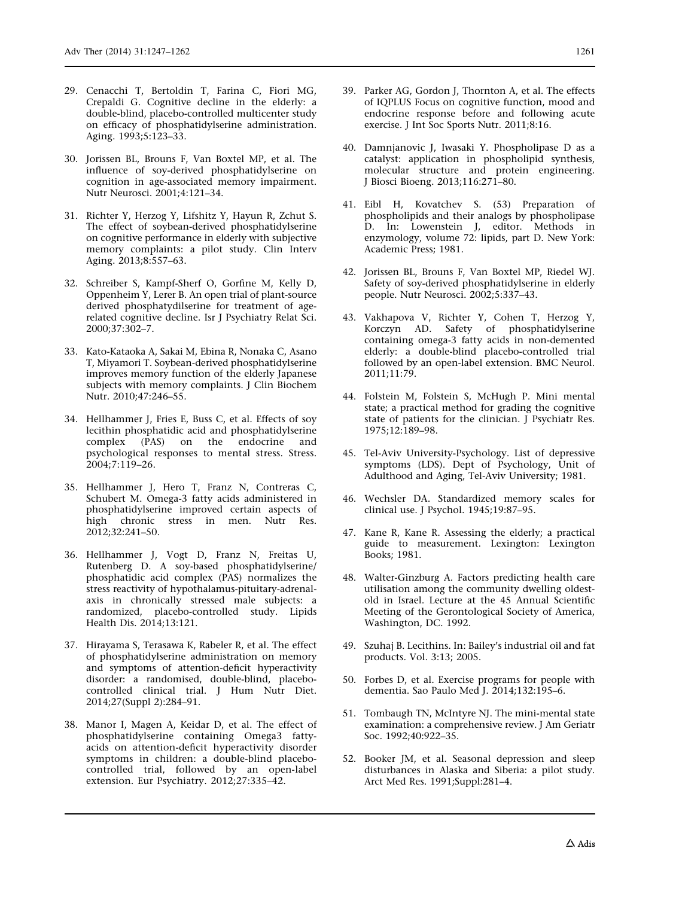29. Cenacchi T, Bertoldin T, Farina C, Fiori MG, Crepaldi G. Cognitive decline in the elderly: a double-blind, placebo-controlled multicenter study on efficacy of phosphatidylserine administration. Aging. 1993;5:123–33.

30. Jorissen BL, Brouns F, Van Boxtel MP, et al. The influence of soy-derived phosphatidylserine on cognition in age-associated memory impairment. Nutr Neurosci. 2001;4:121–34.

31. Richter Y, Herzog Y, Lifshitz Y, Hayun R, Zchut S. The effect of soybean-derived phosphatidylserine on cognitive performance in elderly with subjective memory complaints: a pilot study. Clin Interv Aging. 2013;8:557–63.

32. Schreiber S, Kampf-Sherf O, Gorfine M, Kelly D, Oppenheim Y, Lerer B. An open trial of plant-source derived phosphatydilserine for treatment of age-related cognitive decline. Isr J Psychiatry Relat Sci. 2000;37:302–7.

33. Kato-Kataoka A, Sakai M, Ebina R, Nonaka C, Asano T, Miyamori T. Soybean-derived phosphatidylserine improves memory function of the elderly Japanese subjects with memory complaints. J Clin Biochem Nutr. 2010;47:246–55.

34. Hellhammer J, Fries E, Buss C, et al. Effects of soy lecithin phosphatidic acid and phosphatidylserine complex (PAS) on the endocrine and psychological responses to mental stress. Stress. 2004;7:119–26.

35. Hellhammer J, Hero T, Franz N, Contreras C, Schubert M. Omega-3 fatty acids administered in phosphatidylserine improved certain aspects of high chronic stress in men. Nutr Res. 2012;32:241–50.

36. Hellhammer J, Vogt D, Franz N, Freitas U, Rutenberg D. A soy-based phosphatidylserine/phosphatidic acid complex (PAS) normalizes the stress reactivity of hypothalamus-pituitary-adrenal-axis in chronically stressed male subjects: a randomized, placebo-controlled study. Lipids Health Dis. 2014;13:121.

37. Hirayama S, Terasawa K, Rabeler R, et al. The effect of phosphatidylserine administration on memory and symptoms of attention-deficit hyperactivity disorder: a randomised, double-blind, placebo-controlled clinical trial. J Hum Nutr Diet. 2014;27(Suppl 2):284–91.

38. Manor I, Magen A, Keidar D, et al. The effect of phosphatidylserine containing Omega3 fatty-acids on attention-deficit hyperactivity disorder symptoms in children: a double-blind placebo-controlled trial, followed by an open-label extension. Eur Psychiatry. 2012;27:335–42.

39. Parker AG, Gordon J, Thornton A, et al. The effects of IQPLUS Focus on cognitive function, mood and endocrine response before and following acute exercise. J Int Soc Sports Nutr. 2011;8:16.

40. Damnjanovic J, Iwasaki Y. Phospholipase D as a catalyst: application in phospholipid synthesis, molecular structure and protein engineering. J Biosci Bioeng. 2013;116:271–80.

41. Eibl H, Kovatchev S. (53) Preparation of phospholipids and their analogs by phospholipase D. In: Lowenstein J, editor. Methods in enzymology, volume 72: lipids, part D. New York: Academic Press; 1981.

42. Jorissen BL, Brouns F, Van Boxtel MP, Riedel WJ. Safety of soy-derived phosphatidylserine in elderly people. Nutr Neurosci. 2002;5:337–43.

43. Vakhapova V, Richter Y, Cohen T, Herzog Y, Korczyn AD. Safety of phosphatidylserine containing omega-3 fatty acids in non-demented elderly: a double-blind placebo-controlled trial followed by an open-label extension. BMC Neurol. 2011;11:79.

44. Folstein M, Folstein S, McHugh P. Mini mental state; a practical method for grading the cognitive state of patients for the clinician. J Psychiatr Res. 1975;12:189–98.

45. Tel-Aviv University-Psychology. List of depressive symptoms (LDS). Dept of Psychology, Unit of Adulthood and Aging, Tel-Aviv University; 1981.

46. Wechsler DA. Standardized memory scales for clinical use. J Psychol. 1945;19:87–95.

47. Kane R, Kane R. Assessing the elderly; a practical guide to measurement. Lexington: Lexington Books; 1981.

48. Walter-Ginzburg A. Factors predicting health care utilisation among the community dwelling oldest-old in Israel. Lecture at the 45 Annual Scientific Meeting of the Gerontological Society of America, Washington, DC. 1992.

49. Szuhaj B. Lecithins. In: Bailey's industrial oil and fat products. Vol. 3:13; 2005.

50. Forbes D, et al. Exercise programs for people with dementia. Sao Paulo Med J. 2014;132:195–6.

51. Tombaugh TN, McIntyre NJ. The mini-mental state examination: a comprehensive review. J Am Geriatr Soc. 1992;40:922–35.

52. Booker JM, et al. Seasonal depression and sleep disturbances in Alaska and Siberia: a pilot study. Arct Med Res. 1991;Suppl:281–4.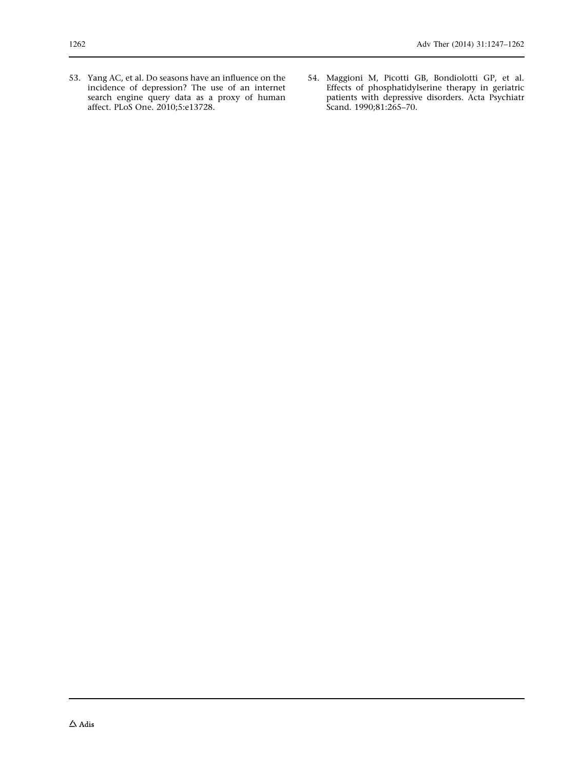53. Yang AC, et al. Do seasons have an influence on the incidence of depression? The use of an internet search engine query data as a proxy of human affect. PLoS One. 2010;5:e13728.

54. Maggioni M, Picotti GB, Bondiolotti GP, et al. Effects of phosphatidylserine therapy in geriatric patients with depressive disorders. Acta Psychiatr Scand. 1990;81:265–70.